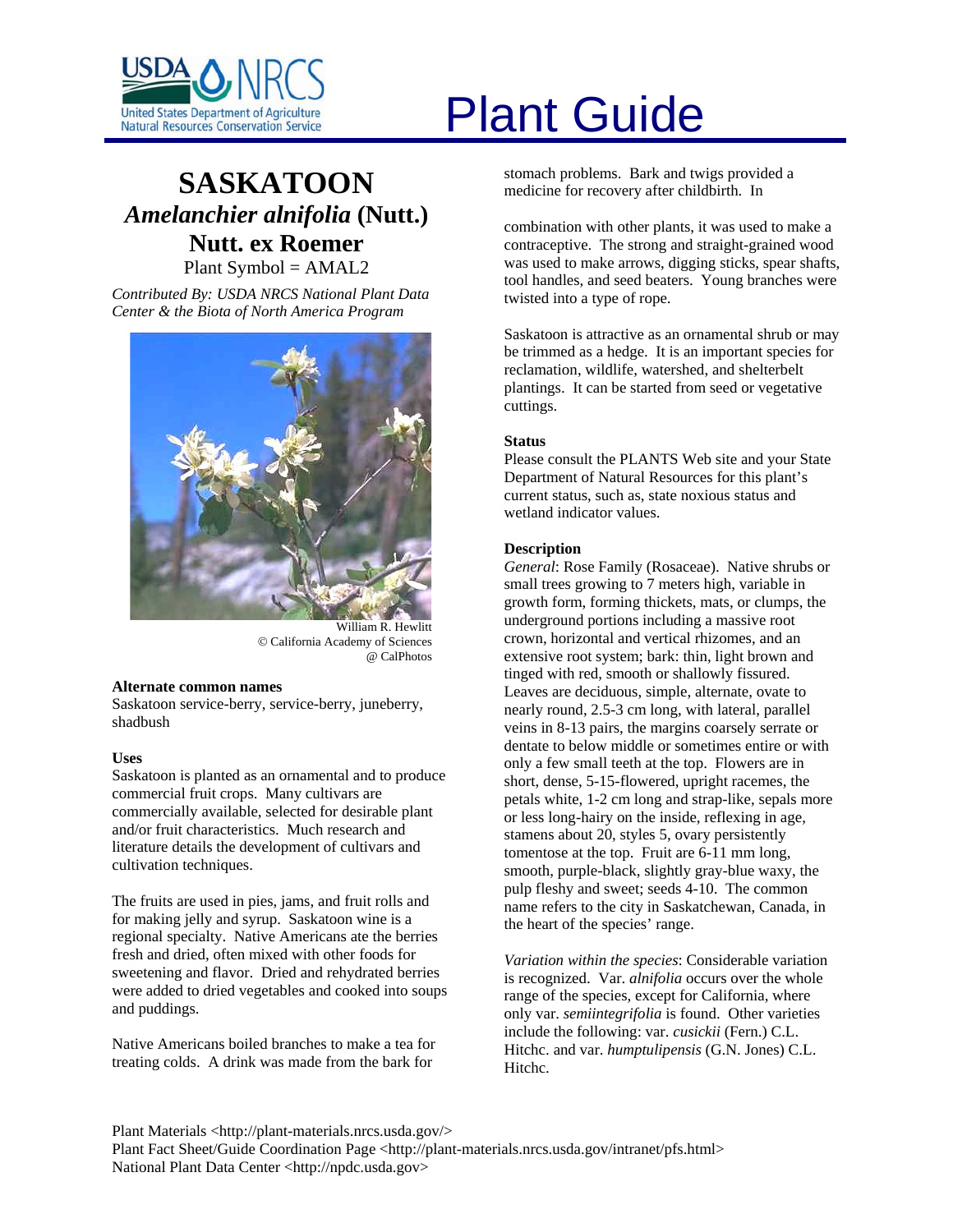# Plant Guide

## SASKATOON
## *Amelanchier alnifolia* (Nutt.) Nutt. ex Roemer

Plant Symbol = AMAL2

*Contributed By: USDA NRCS National Plant Data Center & the Biota of North America Program*

William R. Hewlitt
© California Academy of Sciences
@ CalPhotos

### Alternate common names

Saskatoon service-berry, service-berry, juneberry, shadbush

### Uses

Saskatoon is planted as an ornamental and to produce commercial fruit crops. Many cultivars are commercially available, selected for desirable plant and/or fruit characteristics. Much research and literature details the development of cultivars and cultivation techniques.

The fruits are used in pies, jams, and fruit rolls and for making jelly and syrup. Saskatoon wine is a regional specialty. Native Americans ate the berries fresh and dried, often mixed with other foods for sweetening and flavor. Dried and rehydrated berries were added to dried vegetables and cooked into soups and puddings.

Native Americans boiled branches to make a tea for treating colds. A drink was made from the bark for stomach problems. Bark and twigs provided a medicine for recovery after childbirth. In combination with other plants, it was used to make a contraceptive. The strong and straight-grained wood was used to make arrows, digging sticks, spear shafts, tool handles, and seed beaters. Young branches were twisted into a type of rope.

Saskatoon is attractive as an ornamental shrub or may be trimmed as a hedge. It is an important species for reclamation, wildlife, watershed, and shelterbelt plantings. It can be started from seed or vegetative cuttings.

### Status

Please consult the PLANTS Web site and your State Department of Natural Resources for this plant's current status, such as, state noxious status and wetland indicator values.

### Description

*General*: Rose Family (Rosaceae). Native shrubs or small trees growing to 7 meters high, variable in growth form, forming thickets, mats, or clumps, the underground portions including a massive root crown, horizontal and vertical rhizomes, and an extensive root system; bark: thin, light brown and tinged with red, smooth or shallowly fissured. Leaves are deciduous, simple, alternate, ovate to nearly round, 2.5-3 cm long, with lateral, parallel veins in 8-13 pairs, the margins coarsely serrate or dentate to below middle or sometimes entire or with only a few small teeth at the top. Flowers are in short, dense, 5-15-flowered, upright racemes, the petals white, 1-2 cm long and strap-like, sepals more or less long-hairy on the inside, reflexing in age, stamens about 20, styles 5, ovary persistently tomentose at the top. Fruit are 6-11 mm long, smooth, purple-black, slightly gray-blue waxy, the pulp fleshy and sweet; seeds 4-10. The common name refers to the city in Saskatchewan, Canada, in the heart of the species' range.

*Variation within the species*: Considerable variation is recognized. Var. *alnifolia* occurs over the whole range of the species, except for California, where only var. *semiintegrifolia* is found. Other varieties include the following: var. *cusickii* (Fern.) C.L. Hitchc. and var. *humptulipensis* (G.N. Jones) C.L. Hitchc.

Plant Materials <http://plant-materials.nrcs.usda.gov/>
Plant Fact Sheet/Guide Coordination Page <http://plant-materials.nrcs.usda.gov/intranet/pfs.html>
National Plant Data Center <http://npdc.usda.gov>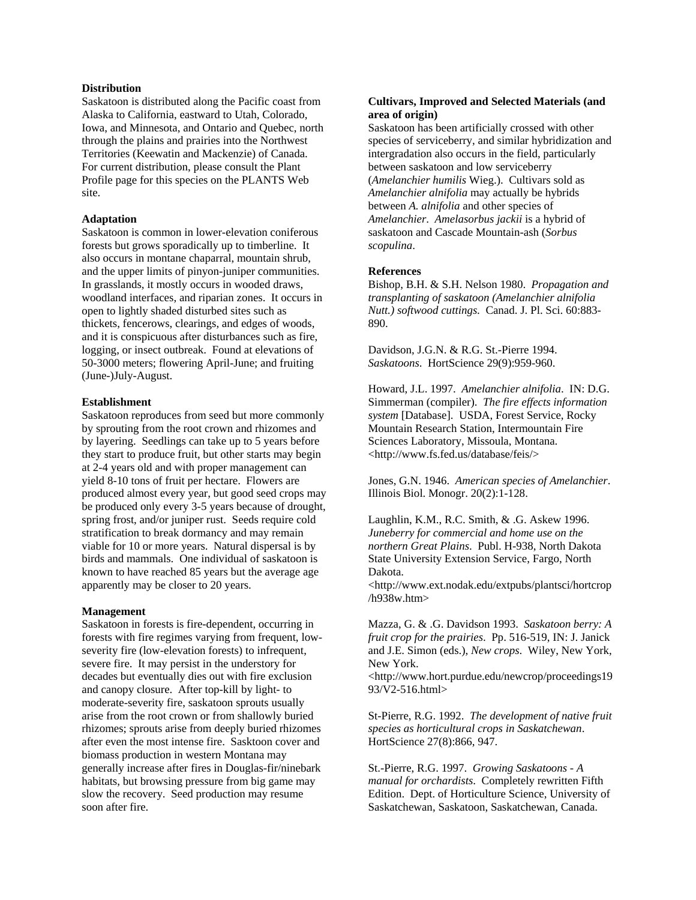### Distribution

Saskatoon is distributed along the Pacific coast from Alaska to California, eastward to Utah, Colorado, Iowa, and Minnesota, and Ontario and Quebec, north through the plains and prairies into the Northwest Territories (Keewatin and Mackenzie) of Canada. For current distribution, please consult the Plant Profile page for this species on the PLANTS Web site.

### Adaptation

Saskatoon is common in lower-elevation coniferous forests but grows sporadically up to timberline. It also occurs in montane chaparral, mountain shrub, and the upper limits of pinyon-juniper communities. In grasslands, it mostly occurs in wooded draws, woodland interfaces, and riparian zones. It occurs in open to lightly shaded disturbed sites such as thickets, fencerows, clearings, and edges of woods, and it is conspicuous after disturbances such as fire, logging, or insect outbreak. Found at elevations of 50-3000 meters; flowering April-June; and fruiting (June-)July-August.

### Establishment

Saskatoon reproduces from seed but more commonly by sprouting from the root crown and rhizomes and by layering. Seedlings can take up to 5 years before they start to produce fruit, but other starts may begin at 2-4 years old and with proper management can yield 8-10 tons of fruit per hectare. Flowers are produced almost every year, but good seed crops may be produced only every 3-5 years because of drought, spring frost, and/or juniper rust. Seeds require cold stratification to break dormancy and may remain viable for 10 or more years. Natural dispersal is by birds and mammals. One individual of saskatoon is known to have reached 85 years but the average age apparently may be closer to 20 years.

### Management

Saskatoon in forests is fire-dependent, occurring in forests with fire regimes varying from frequent, low-severity fire (low-elevation forests) to infrequent, severe fire. It may persist in the understory for decades but eventually dies out with fire exclusion and canopy closure. After top-kill by light- to moderate-severity fire, saskatoon sprouts usually arise from the root crown or from shallowly buried rhizomes; sprouts arise from deeply buried rhizomes after even the most intense fire. Sasktoon cover and biomass production in western Montana may generally increase after fires in Douglas-fir/ninebark habitats, but browsing pressure from big game may slow the recovery. Seed production may resume soon after fire.

### Cultivars, Improved and Selected Materials (and area of origin)

Saskatoon has been artificially crossed with other species of serviceberry, and similar hybridization and intergradation also occurs in the field, particularly between saskatoon and low serviceberry (*Amelanchier humilis* Wieg.). Cultivars sold as *Amelanchier alnifolia* may actually be hybrids between *A. alnifolia* and other species of *Amelanchier*. *Amelasorbus jackii* is a hybrid of saskatoon and Cascade Mountain-ash (*Sorbus scopulina*.

### References

Bishop, B.H. & S.H. Nelson 1980. *Propagation and transplanting of saskatoon (Amelanchier alnifolia Nutt.) softwood cuttings.* Canad. J. Pl. Sci. 60:883-890.

Davidson, J.G.N. & R.G. St.-Pierre 1994. *Saskatoons*. HortScience 29(9):959-960.

Howard, J.L. 1997. *Amelanchier alnifolia*. IN: D.G. Simmerman (compiler). *The fire effects information system* [Database]. USDA, Forest Service, Rocky Mountain Research Station, Intermountain Fire Sciences Laboratory, Missoula, Montana. <http://www.fs.fed.us/database/feis/>

Jones, G.N. 1946. *American species of Amelanchier*. Illinois Biol. Monogr. 20(2):1-128.

Laughlin, K.M., R.C. Smith, & .G. Askew 1996. *Juneberry for commercial and home use on the northern Great Plains*. Publ. H-938, North Dakota State University Extension Service, Fargo, North Dakota. <http://www.ext.nodak.edu/extpubs/plantsci/hortcrop/h938w.htm>

Mazza, G. & .G. Davidson 1993. *Saskatoon berry: A fruit crop for the prairies*. Pp. 516-519, IN: J. Janick and J.E. Simon (eds.), *New crops*. Wiley, New York, New York. <http://www.hort.purdue.edu/newcrop/proceedings1993/V2-516.html>

St-Pierre, R.G. 1992. *The development of native fruit species as horticultural crops in Saskatchewan*. HortScience 27(8):866, 947.

St.-Pierre, R.G. 1997. *Growing Saskatoons - A manual for orchardists*. Completely rewritten Fifth Edition. Dept. of Horticulture Science, University of Saskatchewan, Saskatoon, Saskatchewan, Canada.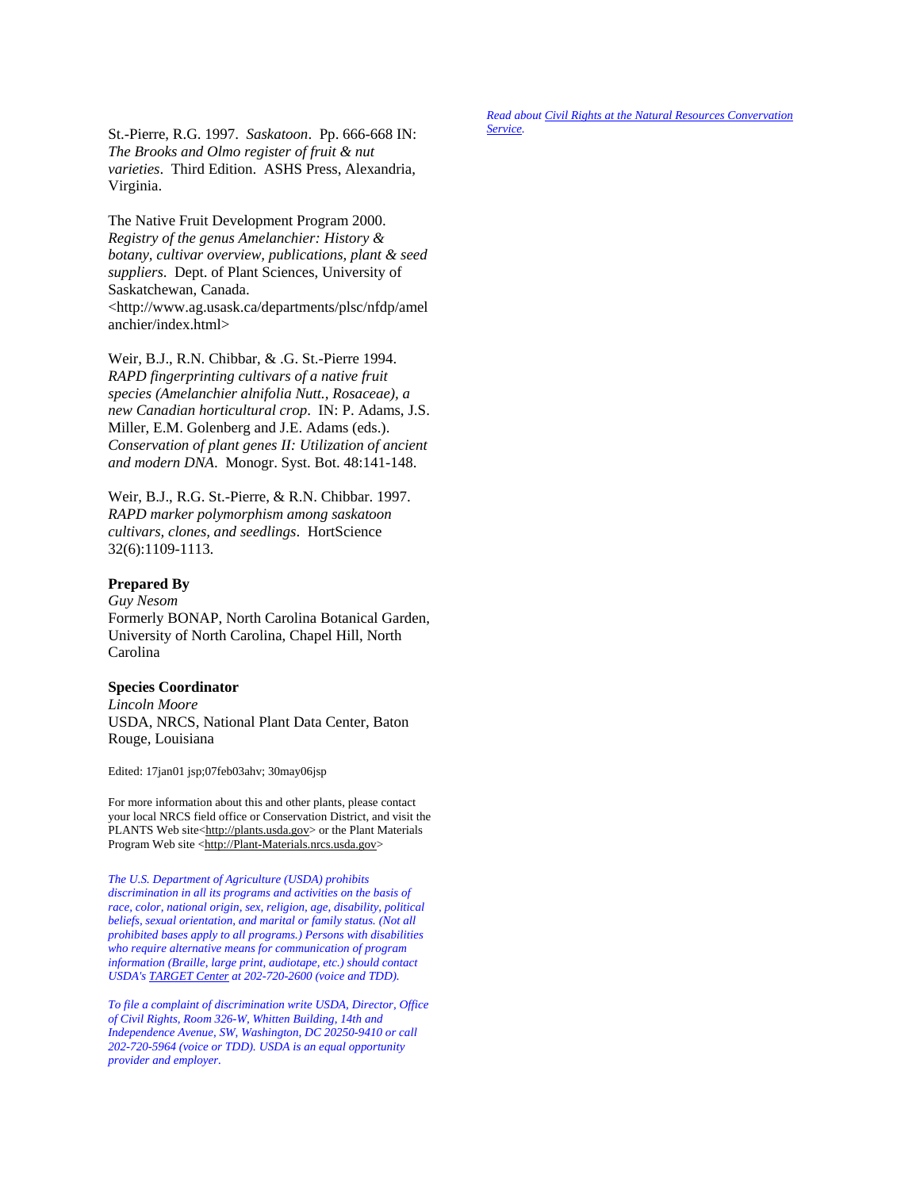St.-Pierre, R.G. 1997. *Saskatoon*. Pp. 666-668 IN: *The Brooks and Olmo register of fruit & nut varieties*. Third Edition. ASHS Press, Alexandria, Virginia.

The Native Fruit Development Program 2000. *Registry of the genus Amelanchier: History & botany, cultivar overview, publications, plant & seed suppliers*. Dept. of Plant Sciences, University of Saskatchewan, Canada. <http://www.ag.usask.ca/departments/plsc/nfdp/amelanchier/index.html>

Weir, B.J., R.N. Chibbar, & .G. St.-Pierre 1994. *RAPD fingerprinting cultivars of a native fruit species (Amelanchier alnifolia Nutt., Rosaceae), a new Canadian horticultural crop*. IN: P. Adams, J.S. Miller, E.M. Golenberg and J.E. Adams (eds.). *Conservation of plant genes II: Utilization of ancient and modern DNA*. Monogr. Syst. Bot. 48:141-148.

Weir, B.J., R.G. St.-Pierre, & R.N. Chibbar. 1997. *RAPD marker polymorphism among saskatoon cultivars, clones, and seedlings*. HortScience 32(6):1109-1113.

**Prepared By**

*Guy Nesom*
Formerly BONAP, North Carolina Botanical Garden, University of North Carolina, Chapel Hill, North Carolina

**Species Coordinator**

*Lincoln Moore*
USDA, NRCS, National Plant Data Center, Baton Rouge, Louisiana

Edited: 17jan01 jsp;07feb03ahv; 30may06jsp

For more information about this and other plants, please contact your local NRCS field office or Conservation District, and visit the PLANTS Web site<http://plants.usda.gov> or the Plant Materials Program Web site <http://Plant-Materials.nrcs.usda.gov>

*The U.S. Department of Agriculture (USDA) prohibits discrimination in all its programs and activities on the basis of race, color, national origin, sex, religion, age, disability, political beliefs, sexual orientation, and marital or family status. (Not all prohibited bases apply to all programs.) Persons with disabilities who require alternative means for communication of program information (Braille, large print, audiotape, etc.) should contact USDA's TARGET Center at 202-720-2600 (voice and TDD).*

*To file a complaint of discrimination write USDA, Director, Office of Civil Rights, Room 326-W, Whitten Building, 14th and Independence Avenue, SW, Washington, DC 20250-9410 or call 202-720-5964 (voice or TDD). USDA is an equal opportunity provider and employer.*

*Read about Civil Rights at the Natural Resources Convervation Service.*